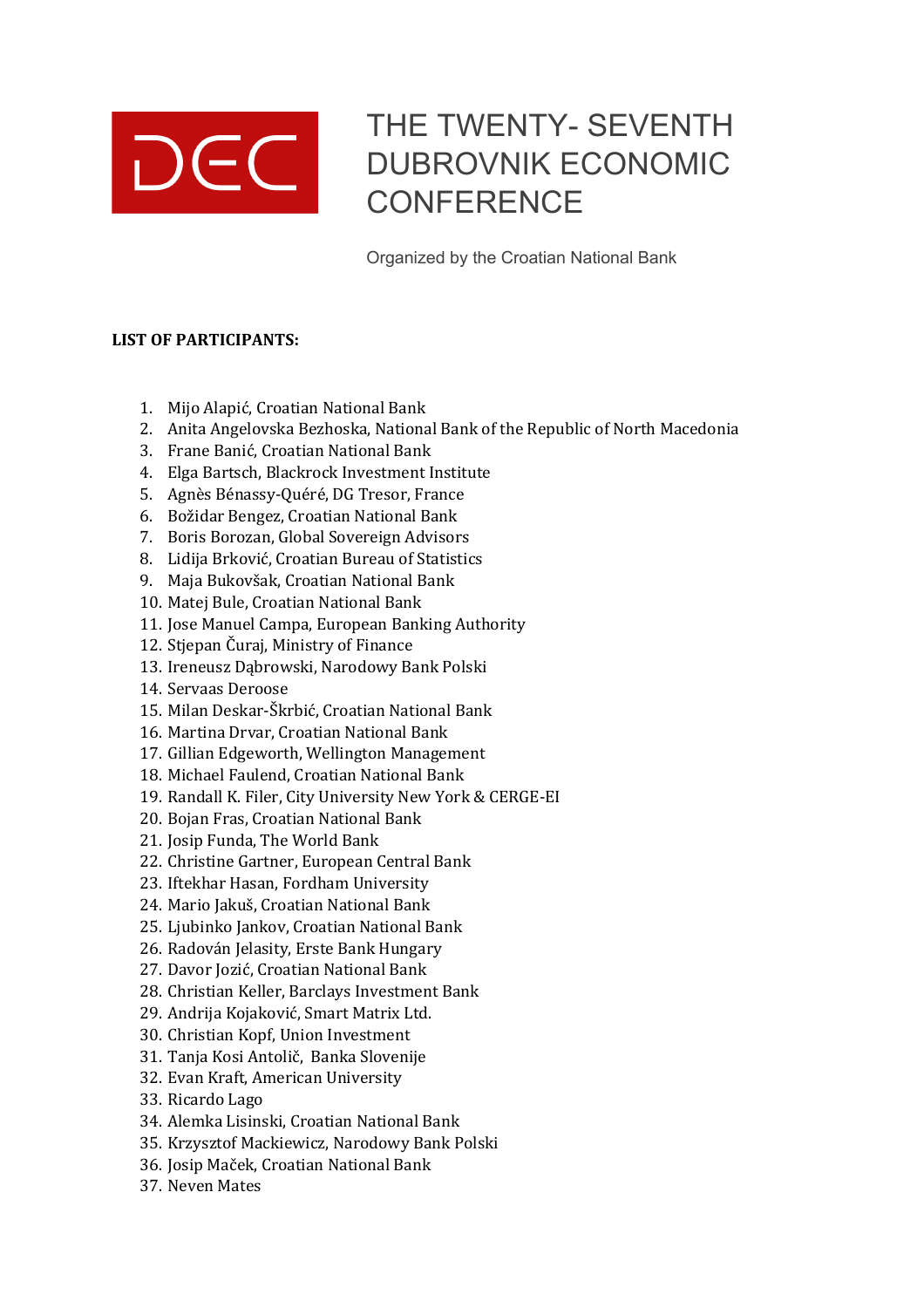DEC

# THE TWENTY- SEVENTH DUBROVNIK ECONOMIC CONFERENCE

Organized by the Croatian National Bank

**LIST OF PARTICIPANTS:**

1. Mijo Alapić, Croatian National Bank
2. Anita Angelovska Bezhoska, National Bank of the Republic of North Macedonia
3. Frane Banić, Croatian National Bank
4. Elga Bartsch, Blackrock Investment Institute
5. Agnès Bénassy-Quéré, DG Tresor, France
6. Božidar Bengez, Croatian National Bank
7. Boris Borozan, Global Sovereign Advisors
8. Lidija Brković, Croatian Bureau of Statistics
9. Maja Bukovšak, Croatian National Bank
10. Matej Bule, Croatian National Bank
11. Jose Manuel Campa, European Banking Authority
12. Stjepan Čuraj, Ministry of Finance
13. Ireneusz Dąbrowski, Narodowy Bank Polski
14. Servaas Deroose
15. Milan Deskar-Škrbić, Croatian National Bank
16. Martina Drvar, Croatian National Bank
17. Gillian Edgeworth, Wellington Management
18. Michael Faulend, Croatian National Bank
19. Randall K. Filer, City University New York & CERGE-EI
20. Bojan Fras, Croatian National Bank
21. Josip Funda, The World Bank
22. Christine Gartner, European Central Bank
23. Iftekhar Hasan, Fordham University
24. Mario Jakuš, Croatian National Bank
25. Ljubinko Jankov, Croatian National Bank
26. Radován Jelasity, Erste Bank Hungary
27. Davor Jozić, Croatian National Bank
28. Christian Keller, Barclays Investment Bank
29. Andrija Kojaković, Smart Matrix Ltd.
30. Christian Kopf, Union Investment
31. Tanja Kosi Antolič, Banka Slovenije
32. Evan Kraft, American University
33. Ricardo Lago
34. Alemka Lisinski, Croatian National Bank
35. Krzysztof Mackiewicz, Narodowy Bank Polski
36. Josip Maček, Croatian National Bank
37. Neven Mates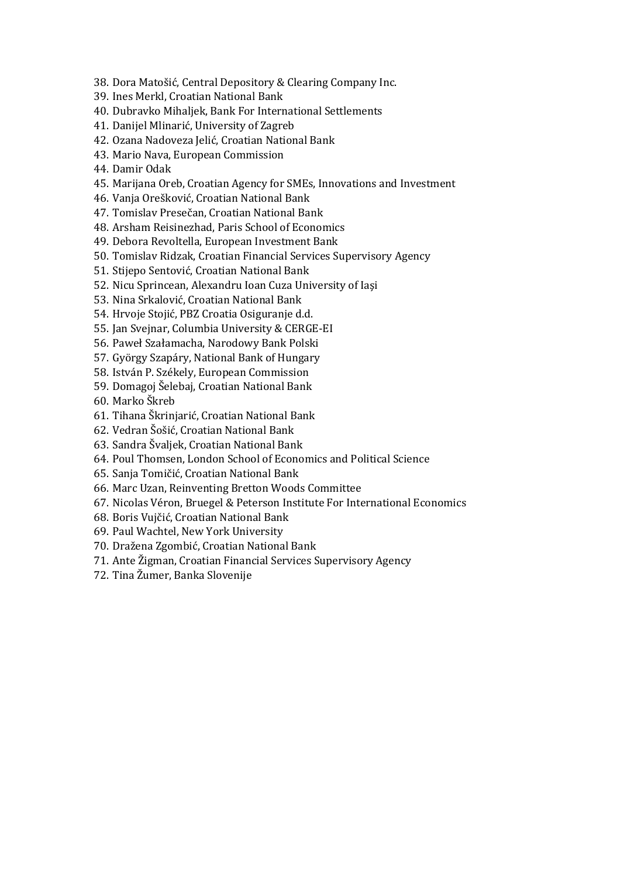38. Dora Matošić, Central Depository & Clearing Company Inc.
39. Ines Merkl, Croatian National Bank
40. Dubravko Mihaljek, Bank For International Settlements
41. Danijel Mlinarić, University of Zagreb
42. Ozana Nadoveza Jelić, Croatian National Bank
43. Mario Nava, European Commission
44. Damir Odak
45. Marijana Oreb, Croatian Agency for SMEs, Innovations and Investment
46. Vanja Orešković, Croatian National Bank
47. Tomislav Presečan, Croatian National Bank
48. Arsham Reisinezhad, Paris School of Economics
49. Debora Revoltella, European Investment Bank
50. Tomislav Ridzak, Croatian Financial Services Supervisory Agency
51. Stijepo Sentović, Croatian National Bank
52. Nicu Sprincean, Alexandru Ioan Cuza University of Iași
53. Nina Srkalović, Croatian National Bank
54. Hrvoje Stojić, PBZ Croatia Osiguranje d.d.
55. Jan Svejnar, Columbia University & CERGE-EI
56. Paweł Szałamacha, Narodowy Bank Polski
57. György Szapáry, National Bank of Hungary
58. István P. Székely, European Commission
59. Domagoj Šelebaj, Croatian National Bank
60. Marko Škreb
61. Tihana Škrinjarić, Croatian National Bank
62. Vedran Šošić, Croatian National Bank
63. Sandra Švaljek, Croatian National Bank
64. Poul Thomsen, London School of Economics and Political Science
65. Sanja Tomičić, Croatian National Bank
66. Marc Uzan, Reinventing Bretton Woods Committee
67. Nicolas Véron, Bruegel & Peterson Institute For International Economics
68. Boris Vujčić, Croatian National Bank
69. Paul Wachtel, New York University
70. Dražena Zgombić, Croatian National Bank
71. Ante Žigman, Croatian Financial Services Supervisory Agency
72. Tina Žumer, Banka Slovenije